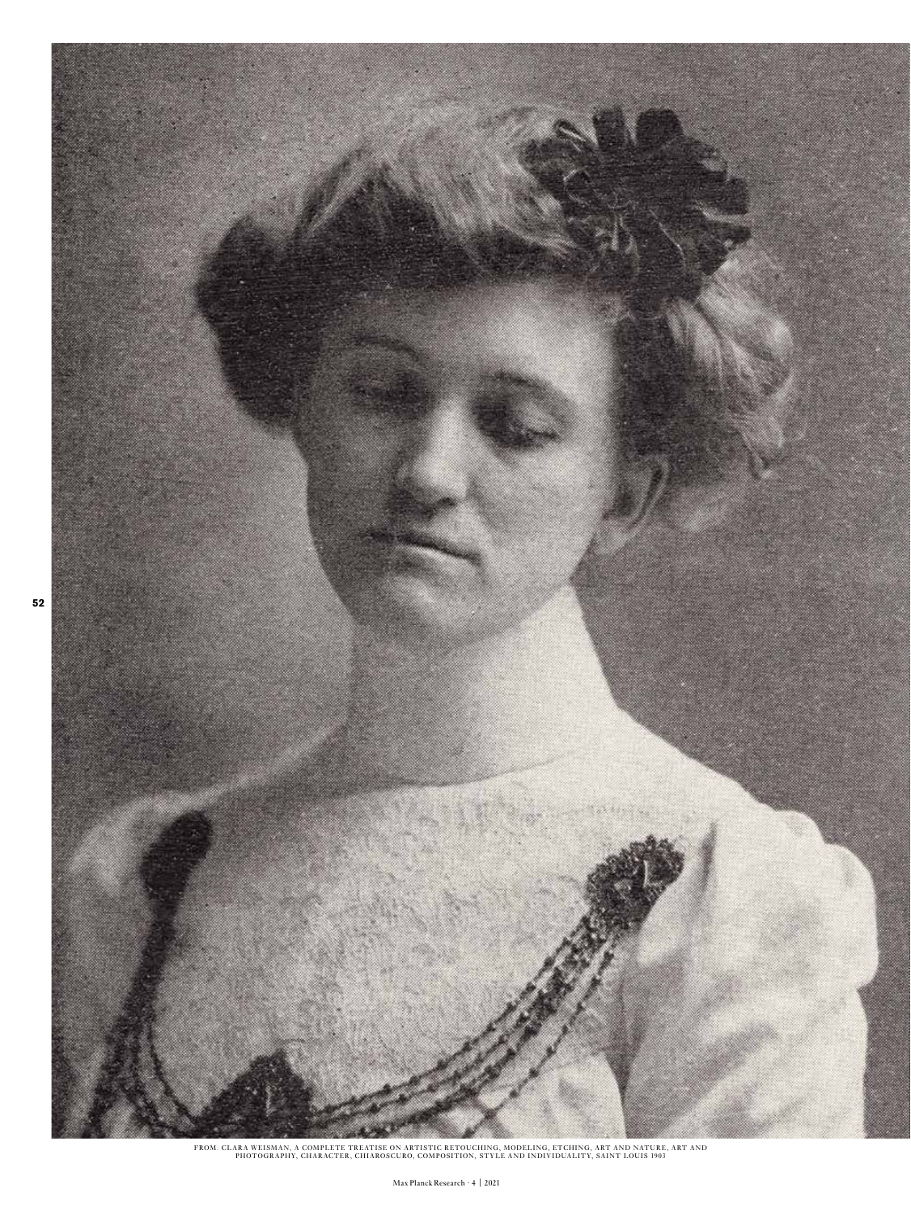FROM: CLARA WEISMAN, A COMPLETE TREATISE ON ARTISTIC RETOUCHING, MODELING, ETCHING, ART AND NATURE, ART AND PHOTOGRAPHY, CHARACTER, CHIAROSCURO, COMPOSITION, STYLE AND INDIVIDUALITY, SAINT LOUIS 1903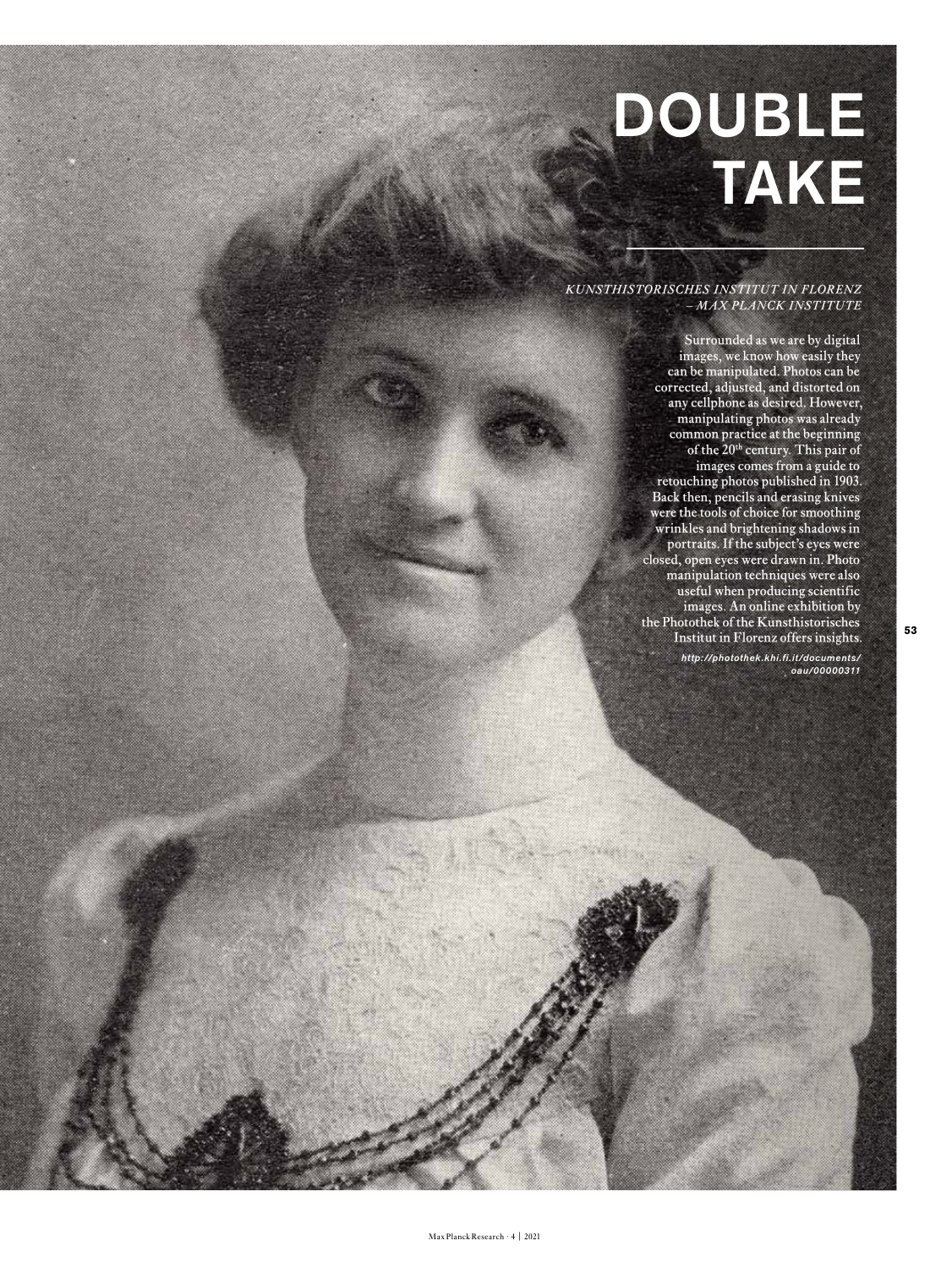# DOUBLE TAKE

*KUNSTHISTORISCHES INSTITUT IN FLORENZ – MAX PLANCK INSTITUTE*

Surrounded as we are by digital images, we know how easily they can be manipulated. Photos can be corrected, adjusted, and distorted on any cellphone as desired. However, manipulating photos was already common practice at the beginning of the 20th century. This pair of images comes from a guide to retouching photos published in 1903. Back then, pencils and erasing knives were the tools of choice for smoothing wrinkles and brightening shadows in portraits. If the subject's eyes were closed, open eyes were drawn in. Photo manipulation techniques were also useful when producing scientific images. An online exhibition by the Photothek of the Kunsthistorisches Institut in Florenz offers insights.

*http://photothek.khi.fi.it/documents/oau/00000311*